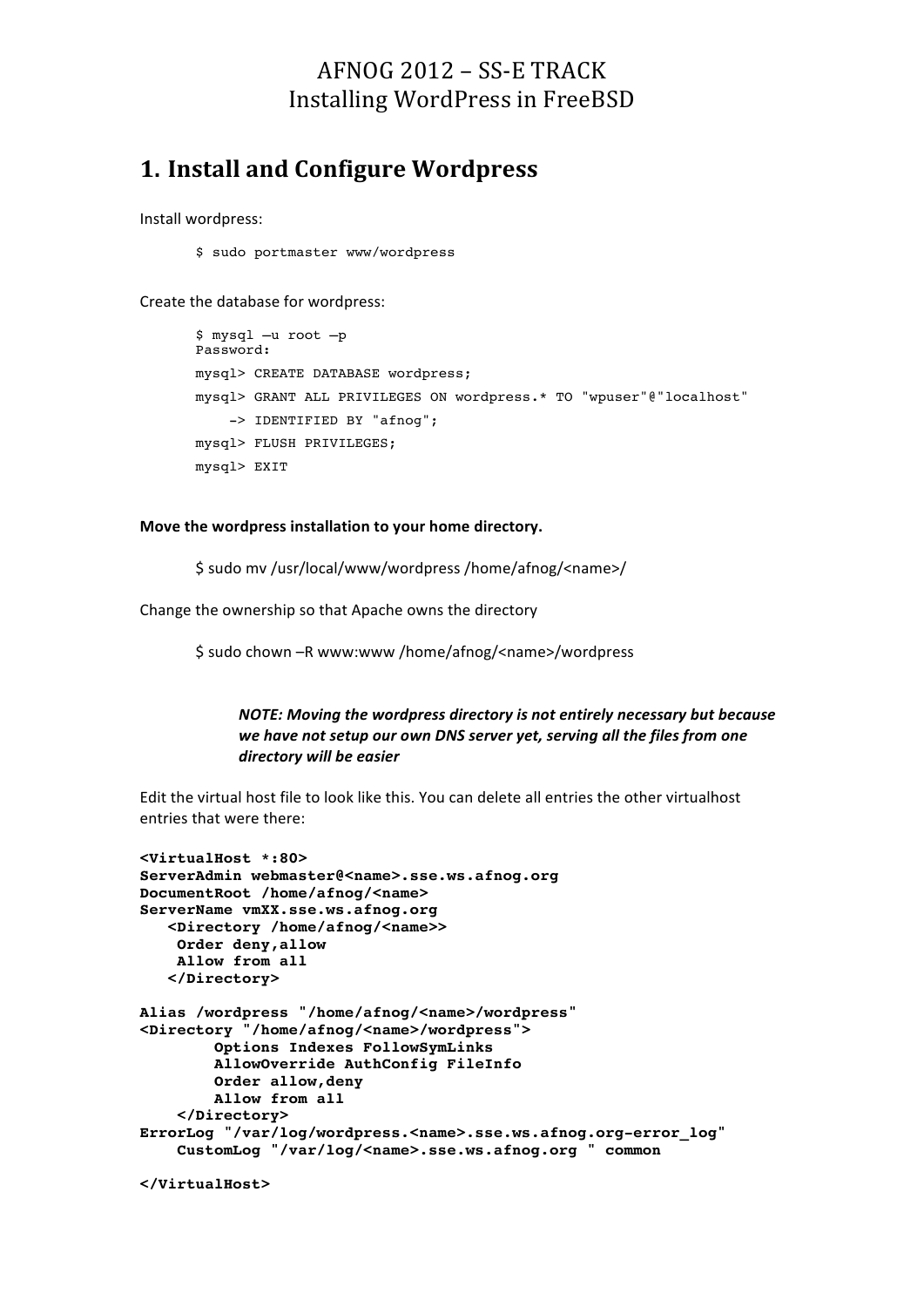# AFNOG 2012 – SS-E TRACK
# Installing WordPress in FreeBSD

## 1. Install and Configure Wordpress

Install wordpress:

```
$ sudo portmaster www/wordpress
```

Create the database for wordpress:

```
$ mysql –u root –p
Password:
mysql> CREATE DATABASE wordpress;
mysql> GRANT ALL PRIVILEGES ON wordpress.* TO "wpuser"@"localhost"
    -> IDENTIFIED BY "afnog";
mysql> FLUSH PRIVILEGES;
mysql> EXIT
```

**Move the wordpress installation to your home directory.**

```
$ sudo mv /usr/local/www/wordpress /home/afnog/<name>/
```

Change the ownership so that Apache owns the directory

```
$ sudo chown –R www:www /home/afnog/<name>/wordpress
```

> ***NOTE: Moving the wordpress directory is not entirely necessary but because we have not setup our own DNS server yet, serving all the files from one directory will be easier***

Edit the virtual host file to look like this. You can delete all entries the other virtualhost entries that were there:

```
<VirtualHost *:80>
ServerAdmin webmaster@<name>.sse.ws.afnog.org
DocumentRoot /home/afnog/<name>
ServerName vmXX.sse.ws.afnog.org
   <Directory /home/afnog/<name>>
    Order deny,allow
    Allow from all
   </Directory>

Alias /wordpress "/home/afnog/<name>/wordpress"
<Directory "/home/afnog/<name>/wordpress">
        Options Indexes FollowSymLinks
        AllowOverride AuthConfig FileInfo
        Order allow,deny
        Allow from all
    </Directory>
ErrorLog "/var/log/wordpress.<name>.sse.ws.afnog.org-error_log"
    CustomLog "/var/log/<name>.sse.ws.afnog.org " common

</VirtualHost>
```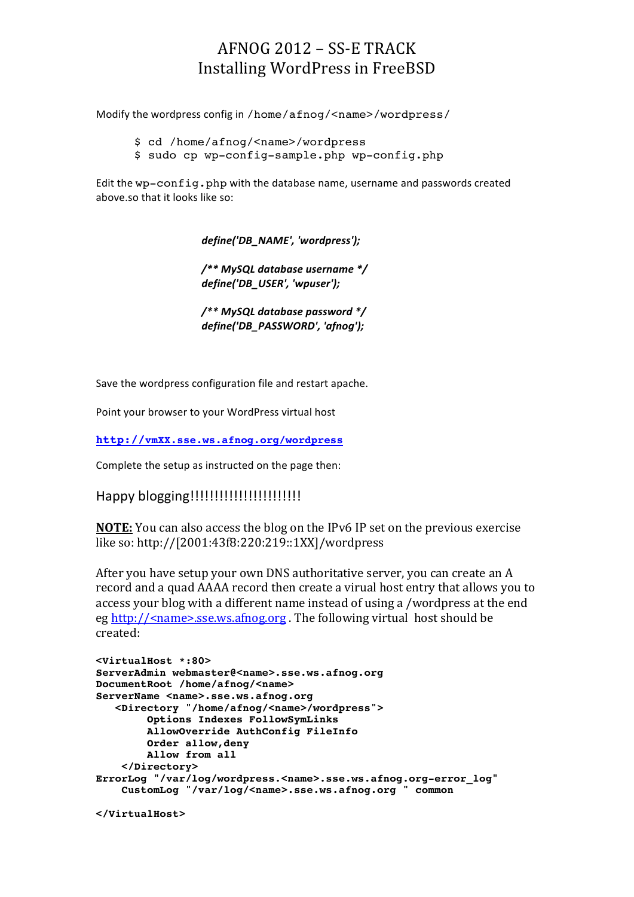# AFNOG 2012 – SS-E TRACK
# Installing WordPress in FreeBSD

Modify the wordpress config in `/home/afnog/<name>/wordpress/`

```
$ cd /home/afnog/<name>/wordpress
$ sudo cp wp-config-sample.php wp-config.php
```

Edit the `wp-config.php` with the database name, username and passwords created above.so that it looks like so:

```
define('DB_NAME', 'wordpress');

/** MySQL database username */
define('DB_USER', 'wpuser');

/** MySQL database password */
define('DB_PASSWORD', 'afnog');
```

Save the wordpress configuration file and restart apache.

Point your browser to your WordPress virtual host

**http://vmXX.sse.ws.afnog.org/wordpress**

Complete the setup as instructed on the page then:

Happy blogging!!!!!!!!!!!!!!!!!!!!!!

**NOTE:** You can also access the blog on the IPv6 IP set on the previous exercise like so: http://[2001:43f8:220:219::1XX]/wordpress

After you have setup your own DNS authoritative server, you can create an A record and a quad AAAA record then create a virual host entry that allows you to access your blog with a different name instead of using a /wordpress at the end eg http://<name>.sse.ws.afnog.org . The following virtual host should be created:

```
<VirtualHost *:80>
ServerAdmin webmaster@<name>.sse.ws.afnog.org
DocumentRoot /home/afnog/<name>
ServerName <name>.sse.ws.afnog.org
   <Directory "/home/afnog/<name>/wordpress">
        Options Indexes FollowSymLinks
        AllowOverride AuthConfig FileInfo
        Order allow,deny
        Allow from all
    </Directory>
ErrorLog "/var/log/wordpress.<name>.sse.ws.afnog.org-error_log"
    CustomLog "/var/log/<name>.sse.ws.afnog.org " common

</VirtualHost>
```